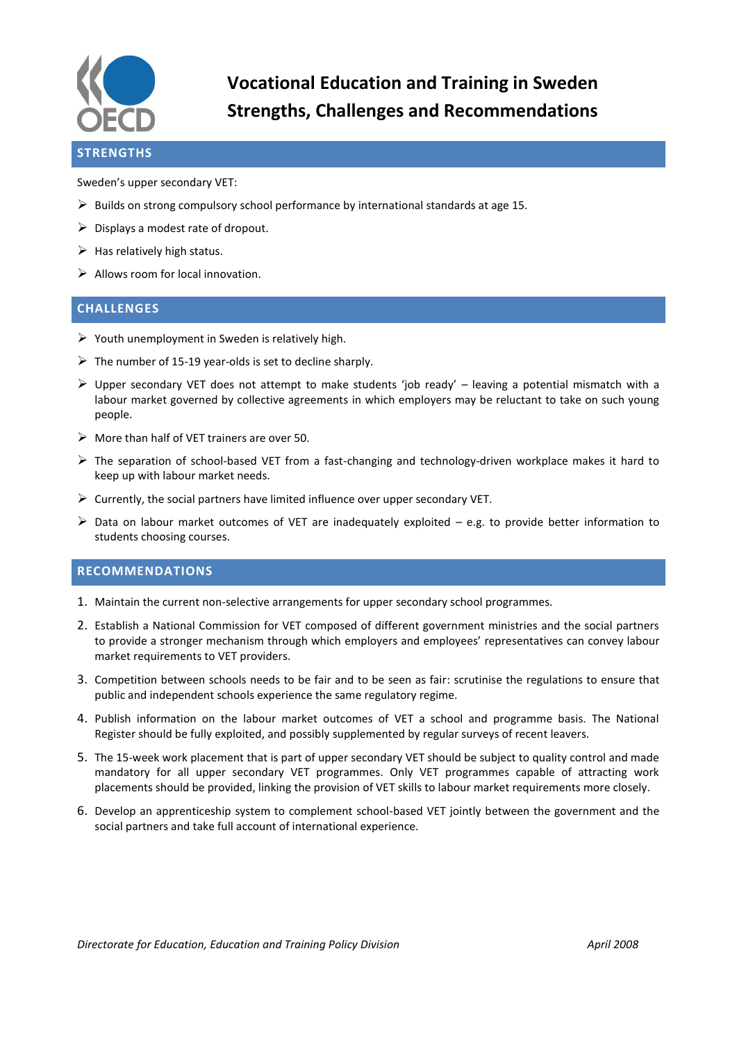# Vocational Education and Training in Sweden
# Strengths, Challenges and Recommendations

## STRENGTHS

Sweden's upper secondary VET:

- Builds on strong compulsory school performance by international standards at age 15.
- Displays a modest rate of dropout.
- Has relatively high status.
- Allows room for local innovation.

## CHALLENGES

- Youth unemployment in Sweden is relatively high.
- The number of 15-19 year-olds is set to decline sharply.
- Upper secondary VET does not attempt to make students 'job ready' – leaving a potential mismatch with a labour market governed by collective agreements in which employers may be reluctant to take on such young people.
- More than half of VET trainers are over 50.
- The separation of school-based VET from a fast-changing and technology-driven workplace makes it hard to keep up with labour market needs.
- Currently, the social partners have limited influence over upper secondary VET.
- Data on labour market outcomes of VET are inadequately exploited – e.g. to provide better information to students choosing courses.

## RECOMMENDATIONS

1. Maintain the current non-selective arrangements for upper secondary school programmes.
2. Establish a National Commission for VET composed of different government ministries and the social partners to provide a stronger mechanism through which employers and employees' representatives can convey labour market requirements to VET providers.
3. Competition between schools needs to be fair and to be seen as fair: scrutinise the regulations to ensure that public and independent schools experience the same regulatory regime.
4. Publish information on the labour market outcomes of VET a school and programme basis. The National Register should be fully exploited, and possibly supplemented by regular surveys of recent leavers.
5. The 15-week work placement that is part of upper secondary VET should be subject to quality control and made mandatory for all upper secondary VET programmes. Only VET programmes capable of attracting work placements should be provided, linking the provision of VET skills to labour market requirements more closely.
6. Develop an apprenticeship system to complement school-based VET jointly between the government and the social partners and take full account of international experience.

*Directorate for Education, Education and Training Policy Division* *April 2008*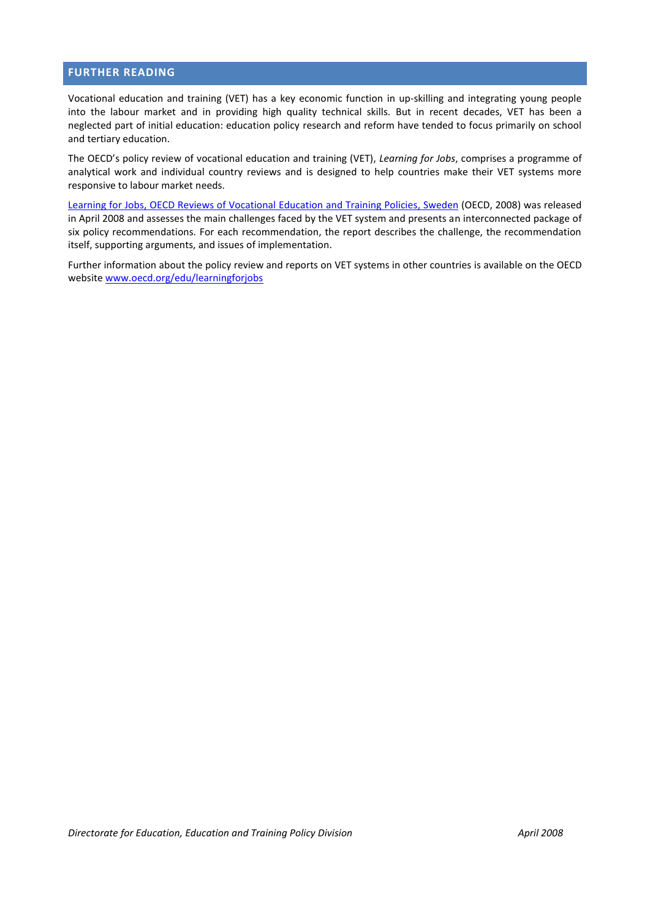## FURTHER READING

Vocational education and training (VET) has a key economic function in up-skilling and integrating young people into the labour market and in providing high quality technical skills. But in recent decades, VET has been a neglected part of initial education: education policy research and reform have tended to focus primarily on school and tertiary education.

The OECD's policy review of vocational education and training (VET), *Learning for Jobs*, comprises a programme of analytical work and individual country reviews and is designed to help countries make their VET systems more responsive to labour market needs.

Learning for Jobs, OECD Reviews of Vocational Education and Training Policies, Sweden (OECD, 2008) was released in April 2008 and assesses the main challenges faced by the VET system and presents an interconnected package of six policy recommendations. For each recommendation, the report describes the challenge, the recommendation itself, supporting arguments, and issues of implementation.

Further information about the policy review and reports on VET systems in other countries is available on the OECD website www.oecd.org/edu/learningforjobs

*Directorate for Education, Education and Training Policy Division* *April 2008*